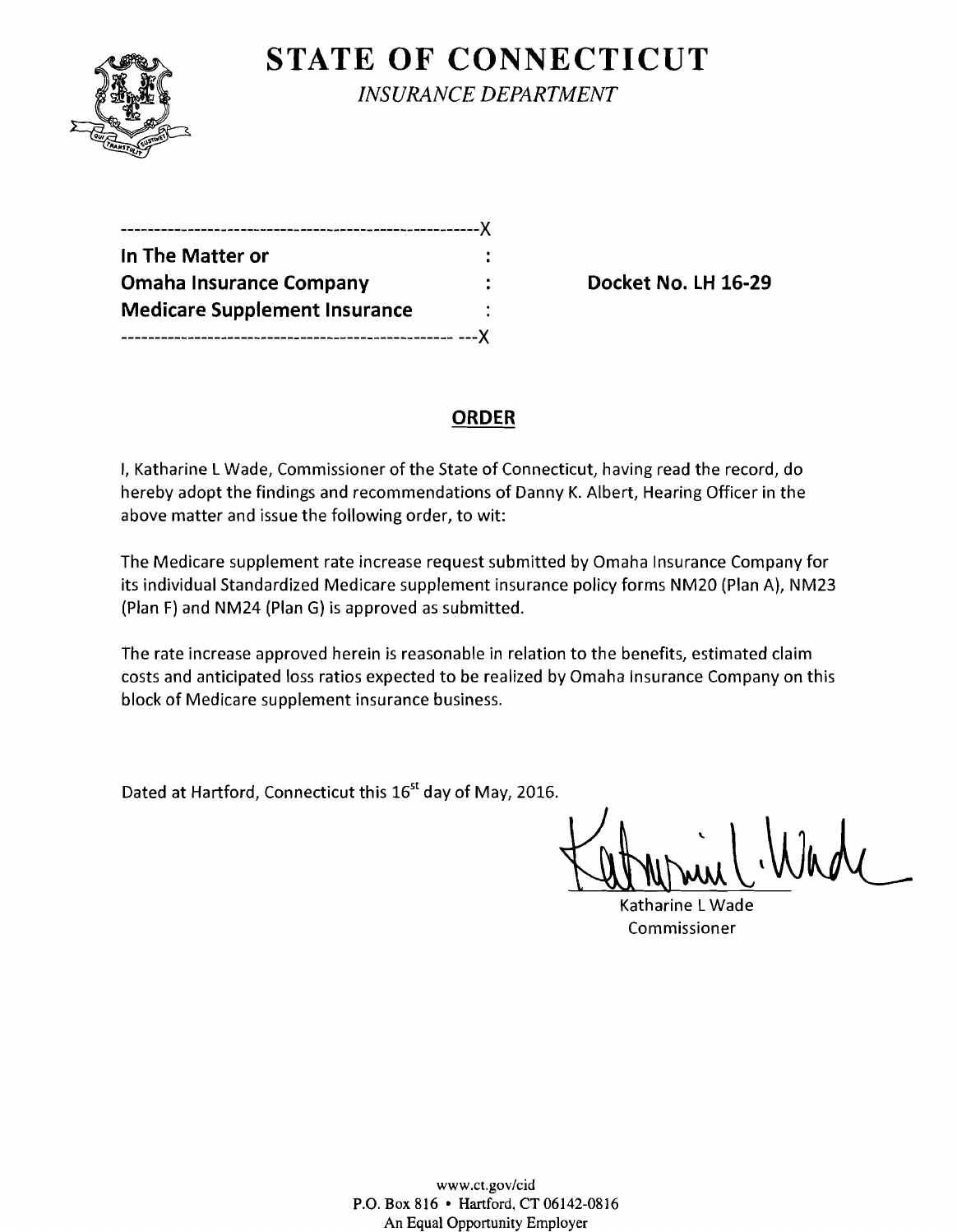# STATE OF CONNECTICUT

*INSURANCE DEPARTMENT*

```
-----------------------------------------------------X
In The Matter or                                      :
Omaha Insurance Company                               :
Medicare Supplement Insurance                         :
--------------------------------------------------- ---X
```

**Docket No. LH 16-29**

## ORDER

I, Katharine L Wade, Commissioner of the State of Connecticut, having read the record, do hereby adopt the findings and recommendations of Danny K. Albert, Hearing Officer in the above matter and issue the following order, to wit:

The Medicare supplement rate increase request submitted by Omaha Insurance Company for its individual Standardized Medicare supplement insurance policy forms NM20 (Plan A), NM23 (Plan F) and NM24 (Plan G) is approved as submitted.

The rate increase approved herein is reasonable in relation to the benefits, estimated claim costs and anticipated loss ratios expected to be realized by Omaha Insurance Company on this block of Medicare supplement insurance business.

Dated at Hartford, Connecticut this 16st day of May, 2016.

Katharine L Wade
Commissioner

www.ct.gov/cid
P.O. Box 816 • Hartford, CT 06142-0816
An Equal Opportunity Employer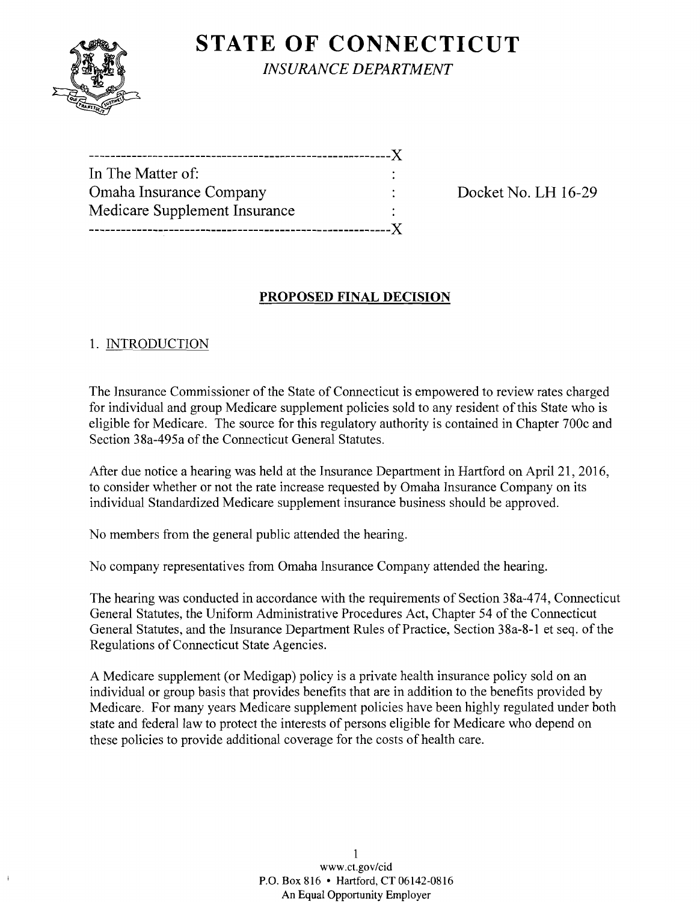# STATE OF CONNECTICUT

*INSURANCE DEPARTMENT*

```
----------------------------------------------------------X
In The Matter of:                                          :
Omaha Insurance Company                                    :      Docket No. LH 16-29
Medicare Supplement Insurance                              :
----------------------------------------------------------X
```

## PROPOSED FINAL DECISION

### 1. INTRODUCTION

The Insurance Commissioner of the State of Connecticut is empowered to review rates charged for individual and group Medicare supplement policies sold to any resident of this State who is eligible for Medicare. The source for this regulatory authority is contained in Chapter 700c and Section 38a-495a of the Connecticut General Statutes.

After due notice a hearing was held at the Insurance Department in Hartford on April 21, 2016, to consider whether or not the rate increase requested by Omaha Insurance Company on its individual Standardized Medicare supplement insurance business should be approved.

No members from the general public attended the hearing.

No company representatives from Omaha Insurance Company attended the hearing.

The hearing was conducted in accordance with the requirements of Section 38a-474, Connecticut General Statutes, the Uniform Administrative Procedures Act, Chapter 54 of the Connecticut General Statutes, and the Insurance Department Rules of Practice, Section 38a-8-1 et seq. of the Regulations of Connecticut State Agencies.

A Medicare supplement (or Medigap) policy is a private health insurance policy sold on an individual or group basis that provides benefits that are in addition to the benefits provided by Medicare. For many years Medicare supplement policies have been highly regulated under both state and federal law to protect the interests of persons eligible for Medicare who depend on these policies to provide additional coverage for the costs of health care.

www.ct.gov/cid
P.O. Box 816 • Hartford, CT 06142-0816
An Equal Opportunity Employer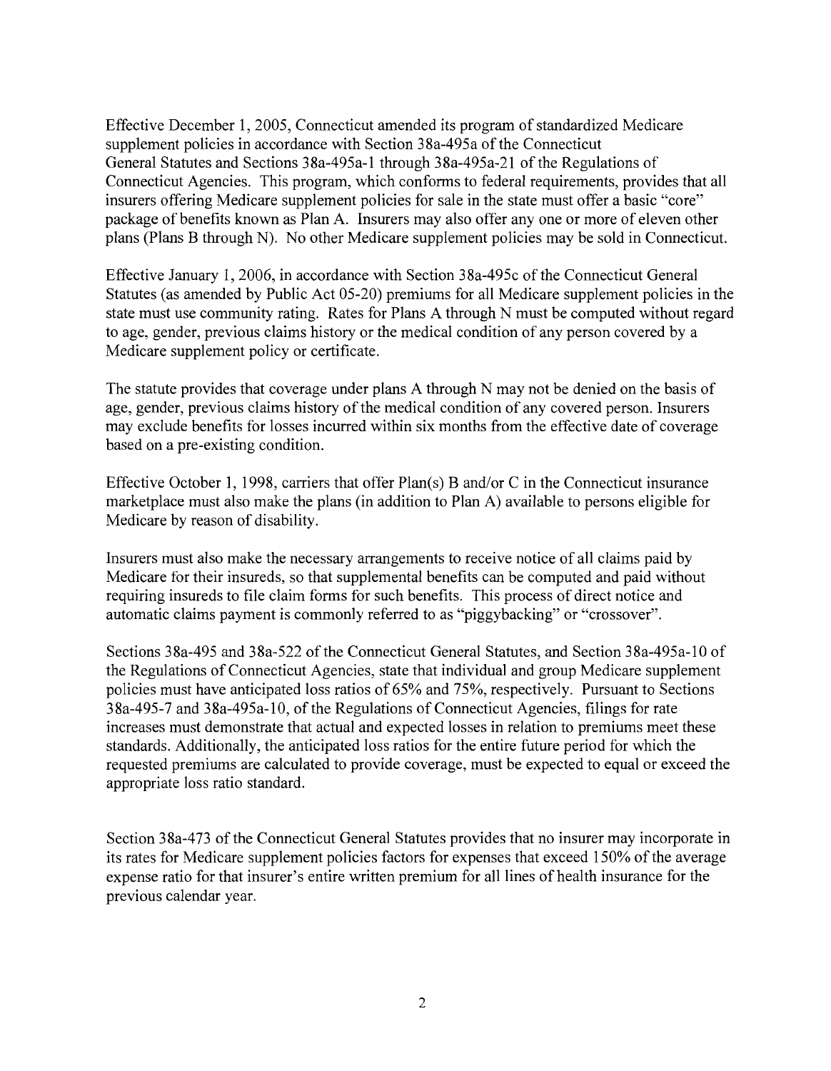Effective December 1, 2005, Connecticut amended its program of standardized Medicare supplement policies in accordance with Section 38a-495a of the Connecticut General Statutes and Sections 38a-495a-1 through 38a-495a-21 of the Regulations of Connecticut Agencies. This program, which conforms to federal requirements, provides that all insurers offering Medicare supplement policies for sale in the state must offer a basic "core" package of benefits known as Plan A. Insurers may also offer any one or more of eleven other plans (Plans B through N). No other Medicare supplement policies may be sold in Connecticut.

Effective January 1, 2006, in accordance with Section 38a-495c of the Connecticut General Statutes (as amended by Public Act 05-20) premiums for all Medicare supplement policies in the state must use community rating. Rates for Plans A through N must be computed without regard to age, gender, previous claims history or the medical condition of any person covered by a Medicare supplement policy or certificate.

The statute provides that coverage under plans A through N may not be denied on the basis of age, gender, previous claims history of the medical condition of any covered person. Insurers may exclude benefits for losses incurred within six months from the effective date of coverage based on a pre-existing condition.

Effective October 1, 1998, carriers that offer Plan(s) B and/or C in the Connecticut insurance marketplace must also make the plans (in addition to Plan A) available to persons eligible for Medicare by reason of disability.

Insurers must also make the necessary arrangements to receive notice of all claims paid by Medicare for their insureds, so that supplemental benefits can be computed and paid without requiring insureds to file claim forms for such benefits. This process of direct notice and automatic claims payment is commonly referred to as "piggybacking" or "crossover".

Sections 38a-495 and 38a-522 of the Connecticut General Statutes, and Section 38a-495a-10 of the Regulations of Connecticut Agencies, state that individual and group Medicare supplement policies must have anticipated loss ratios of 65% and 75%, respectively. Pursuant to Sections 38a-495-7 and 38a-495a-10, of the Regulations of Connecticut Agencies, filings for rate increases must demonstrate that actual and expected losses in relation to premiums meet these standards. Additionally, the anticipated loss ratios for the entire future period for which the requested premiums are calculated to provide coverage, must be expected to equal or exceed the appropriate loss ratio standard.

Section 38a-473 of the Connecticut General Statutes provides that no insurer may incorporate in its rates for Medicare supplement policies factors for expenses that exceed 150% of the average expense ratio for that insurer's entire written premium for all lines of health insurance for the previous calendar year.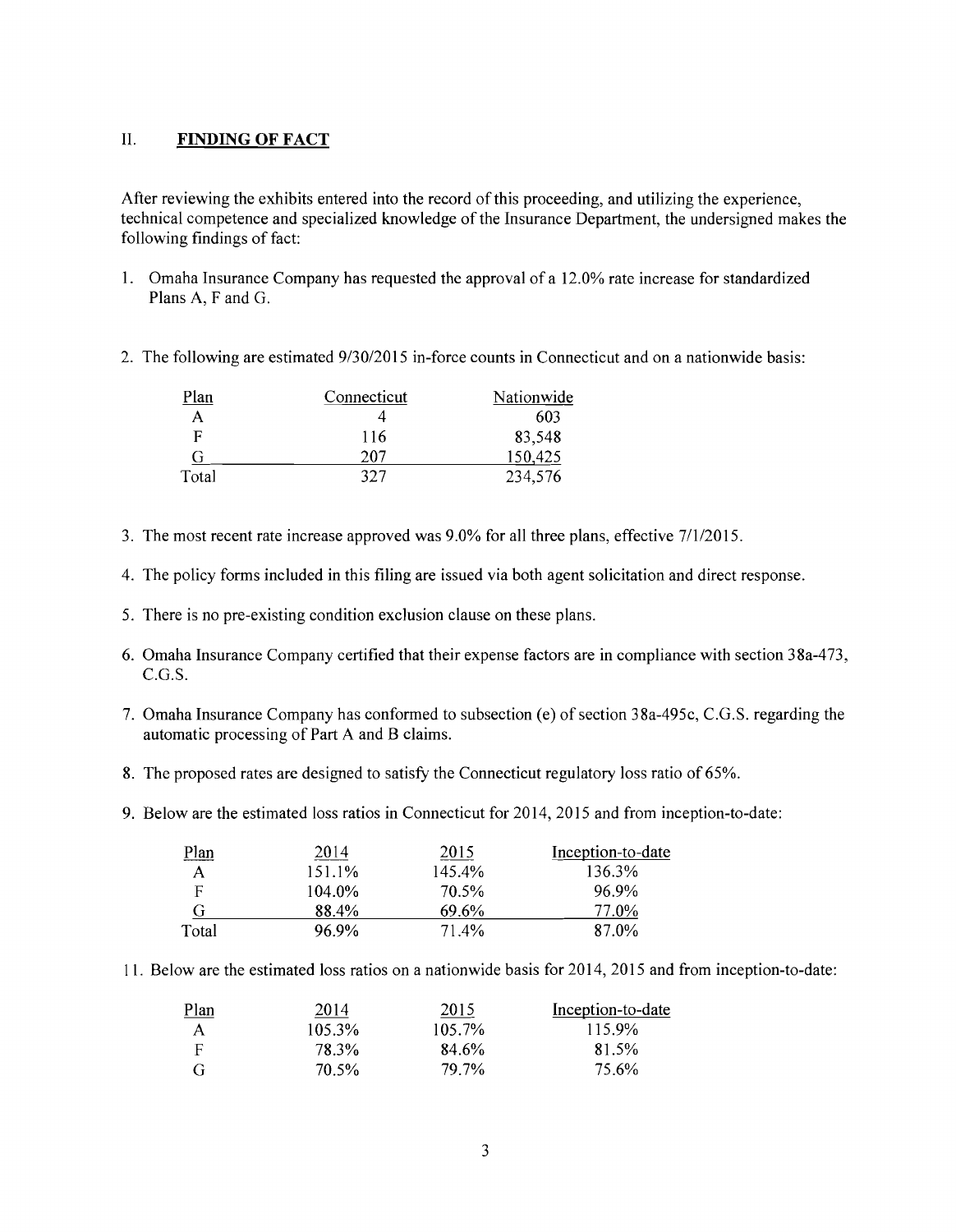## II. **FINDING OF FACT**

After reviewing the exhibits entered into the record of this proceeding, and utilizing the experience, technical competence and specialized knowledge of the Insurance Department, the undersigned makes the following findings of fact:

1. Omaha Insurance Company has requested the approval of a 12.0% rate increase for standardized Plans A, F and G.

2. The following are estimated 9/30/2015 in-force counts in Connecticut and on a nationwide basis:

| Plan | Connecticut | Nationwide |
|---|---|---|
| A | 4 | 603 |
| F | 116 | 83,548 |
| G | 207 | 150,425 |
| Total | 327 | 234,576 |

3. The most recent rate increase approved was 9.0% for all three plans, effective 7/1/2015.

4. The policy forms included in this filing are issued via both agent solicitation and direct response.

5. There is no pre-existing condition exclusion clause on these plans.

6. Omaha Insurance Company certified that their expense factors are in compliance with section 38a-473, C.G.S.

7. Omaha Insurance Company has conformed to subsection (e) of section 38a-495c, C.G.S. regarding the automatic processing of Part A and B claims.

8. The proposed rates are designed to satisfy the Connecticut regulatory loss ratio of 65%.

9. Below are the estimated loss ratios in Connecticut for 2014, 2015 and from inception-to-date:

| Plan | 2014 | 2015 | Inception-to-date |
|---|---|---|---|
| A | 151.1% | 145.4% | 136.3% |
| F | 104.0% | 70.5% | 96.9% |
| G | 88.4% | 69.6% | 77.0% |
| Total | 96.9% | 71.4% | 87.0% |

11. Below are the estimated loss ratios on a nationwide basis for 2014, 2015 and from inception-to-date:

| Plan | 2014 | 2015 | Inception-to-date |
|---|---|---|---|
| A | 105.3% | 105.7% | 115.9% |
| F | 78.3% | 84.6% | 81.5% |
| G | 70.5% | 79.7% | 75.6% |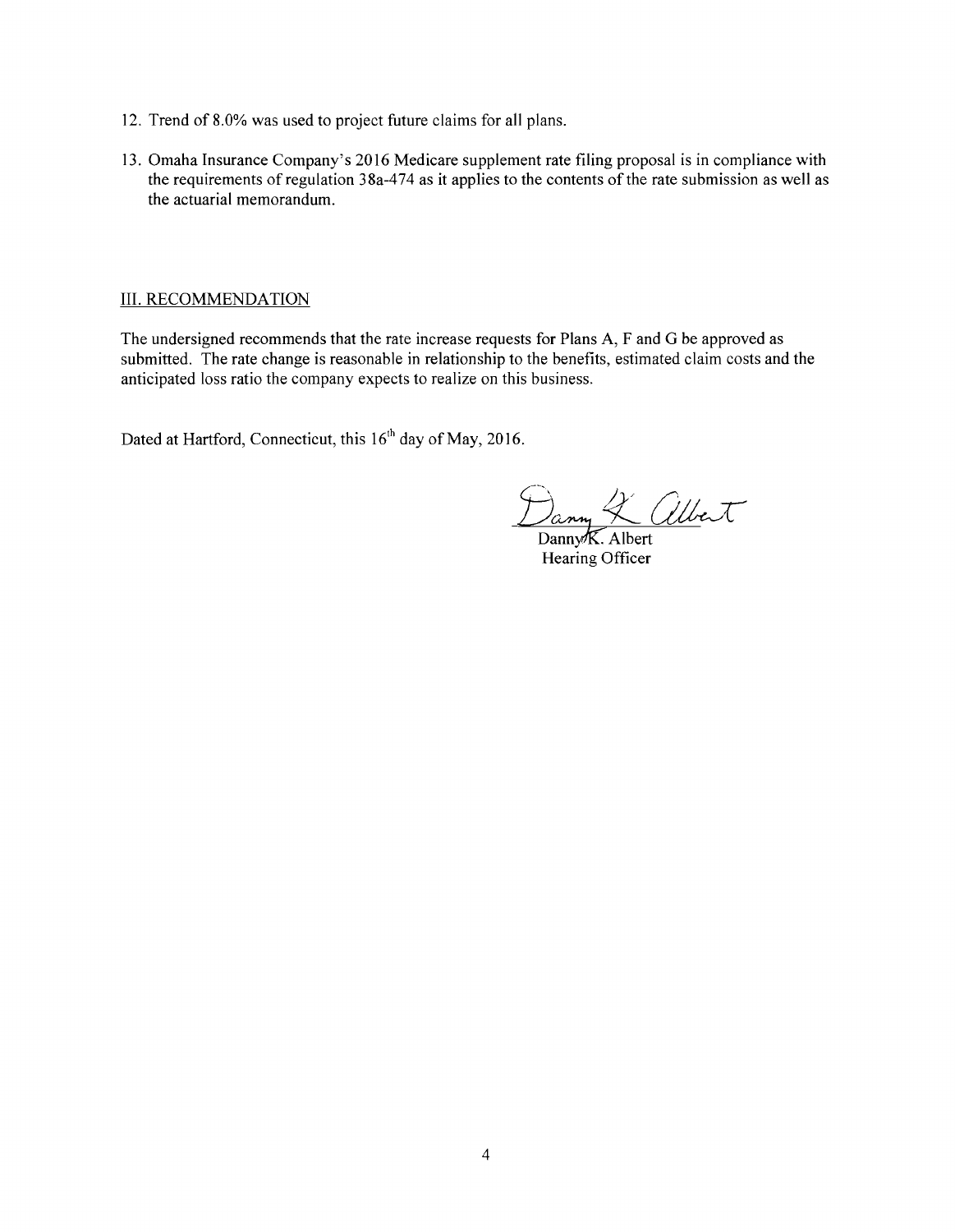12. Trend of 8.0% was used to project future claims for all plans.

13. Omaha Insurance Company's 2016 Medicare supplement rate filing proposal is in compliance with the requirements of regulation 38a-474 as it applies to the contents of the rate submission as well as the actuarial memorandum.

## III. RECOMMENDATION

The undersigned recommends that the rate increase requests for Plans A, F and G be approved as submitted. The rate change is reasonable in relationship to the benefits, estimated claim costs and the anticipated loss ratio the company expects to realize on this business.

Dated at Hartford, Connecticut, this 16th day of May, 2016.

Danny K. Albert
Hearing Officer